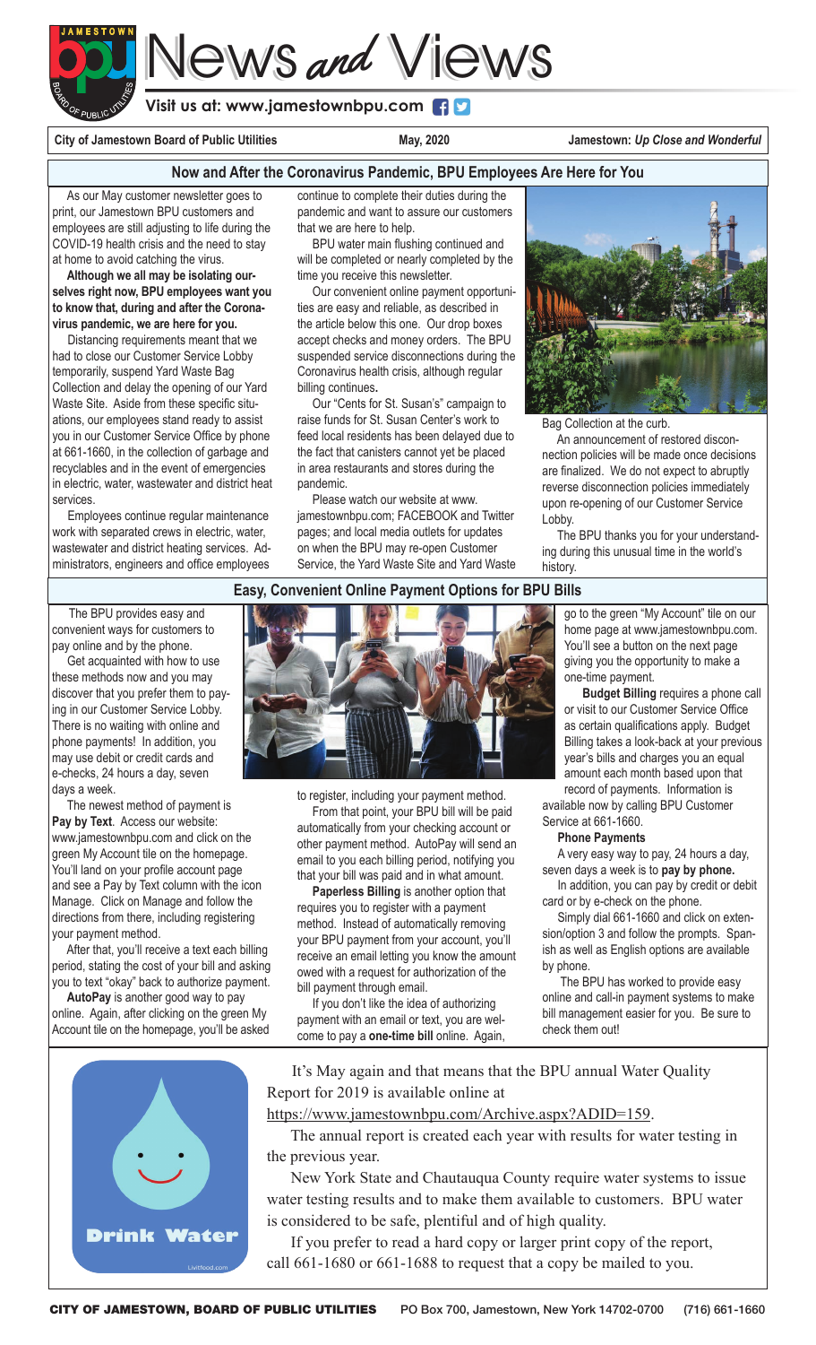# News and Views

**Visit us at: www.jamestownbpu.com**

**City of Jamestown Board of Public Utilities** | **May, 2020** | **Jamestown:** ***Up Close and Wonderful***

## Now and After the Coronavirus Pandemic, BPU Employees Are Here for You

As our May customer newsletter goes to print, our Jamestown BPU customers and employees are still adjusting to life during the COVID-19 health crisis and the need to stay at home to avoid catching the virus.

**Although we all may be isolating ourselves right now, BPU employees want you to know that, during and after the Coronavirus pandemic, we are here for you.**

Distancing requirements meant that we had to close our Customer Service Lobby temporarily, suspend Yard Waste Bag Collection and delay the opening of our Yard Waste Site. Aside from these specific situations, our employees stand ready to assist you in our Customer Service Office by phone at 661-1660, in the collection of garbage and recyclables and in the event of emergencies in electric, water, wastewater and district heat services.

Employees continue regular maintenance work with separated crews in electric, water, wastewater and district heating services. Administrators, engineers and office employees continue to complete their duties during the pandemic and want to assure our customers that we are here to help.

BPU water main flushing continued and will be completed or nearly completed by the time you receive this newsletter.

Our convenient online payment opportunities are easy and reliable, as described in the article below this one. Our drop boxes accept checks and money orders. The BPU suspended service disconnections during the Coronavirus health crisis, although regular billing continues**.**

Our "Cents for St. Susan's" campaign to raise funds for St. Susan Center's work to feed local residents has been delayed due to the fact that canisters cannot yet be placed in area restaurants and stores during the pandemic.

Please watch our website at www.jamestownbpu.com; FACEBOOK and Twitter pages; and local media outlets for updates on when the BPU may re-open Customer Service, the Yard Waste Site and Yard Waste Bag Collection at the curb.

An announcement of restored disconnection policies will be made once decisions are finalized. We do not expect to abruptly reverse disconnection policies immediately upon re-opening of our Customer Service Lobby.

The BPU thanks you for your understanding during this unusual time in the world's history.

## Easy, Convenient Online Payment Options for BPU Bills

The BPU provides easy and convenient ways for customers to pay online and by the phone.

Get acquainted with how to use these methods now and you may discover that you prefer them to paying in our Customer Service Lobby. There is no waiting with online and phone payments! In addition, you may use debit or credit cards and e-checks, 24 hours a day, seven days a week.

The newest method of payment is **Pay by Text**. Access our website: www.jamestownbpu.com and click on the green My Account tile on the homepage. You'll land on your profile account page and see a Pay by Text column with the icon Manage. Click on Manage and follow the directions from there, including registering your payment method.

After that, you'll receive a text each billing period, stating the cost of your bill and asking you to text "okay" back to authorize payment.

**AutoPay** is another good way to pay online. Again, after clicking on the green My Account tile on the homepage, you'll be asked to register, including your payment method.

From that point, your BPU bill will be paid automatically from your checking account or other payment method. AutoPay will send an email to you each billing period, notifying you that your bill was paid and in what amount.

**Paperless Billing** is another option that requires you to register with a payment method. Instead of automatically removing your BPU payment from your account, you'll receive an email letting you know the amount owed with a request for authorization of the bill payment through email.

If you don't like the idea of authorizing payment with an email or text, you are welcome to pay a **one-time bill** online. Again, go to the green "My Account" tile on our home page at www.jamestownbpu.com. You'll see a button on the next page giving you the opportunity to make a one-time payment.

**Budget Billing** requires a phone call or visit to our Customer Service Office as certain qualifications apply. Budget Billing takes a look-back at your previous year's bills and charges you an equal amount each month based upon that record of payments. Information is available now by calling BPU Customer Service at 661-1660.

**Phone Payments**

A very easy way to pay, 24 hours a day, seven days a week is to **pay by phone.**

In addition, you can pay by credit or debit card or by e-check on the phone.

Simply dial 661-1660 and click on extension/option 3 and follow the prompts. Spanish as well as English options are available by phone.

The BPU has worked to provide easy online and call-in payment systems to make bill management easier for you. Be sure to check them out!

---

**Drink Water**

It's May again and that means that the BPU annual Water Quality Report for 2019 is available online at https://www.jamestownbpu.com/Archive.aspx?ADID=159.

The annual report is created each year with results for water testing in the previous year.

New York State and Chautauqua County require water systems to issue water testing results and to make them available to customers. BPU water is considered to be safe, plentiful and of high quality.

If you prefer to read a hard copy or larger print copy of the report, call 661-1680 or 661-1688 to request that a copy be mailed to you.

**CITY OF JAMESTOWN, BOARD OF PUBLIC UTILITIES** PO Box 700, Jamestown, New York 14702-0700 (716) 661-1660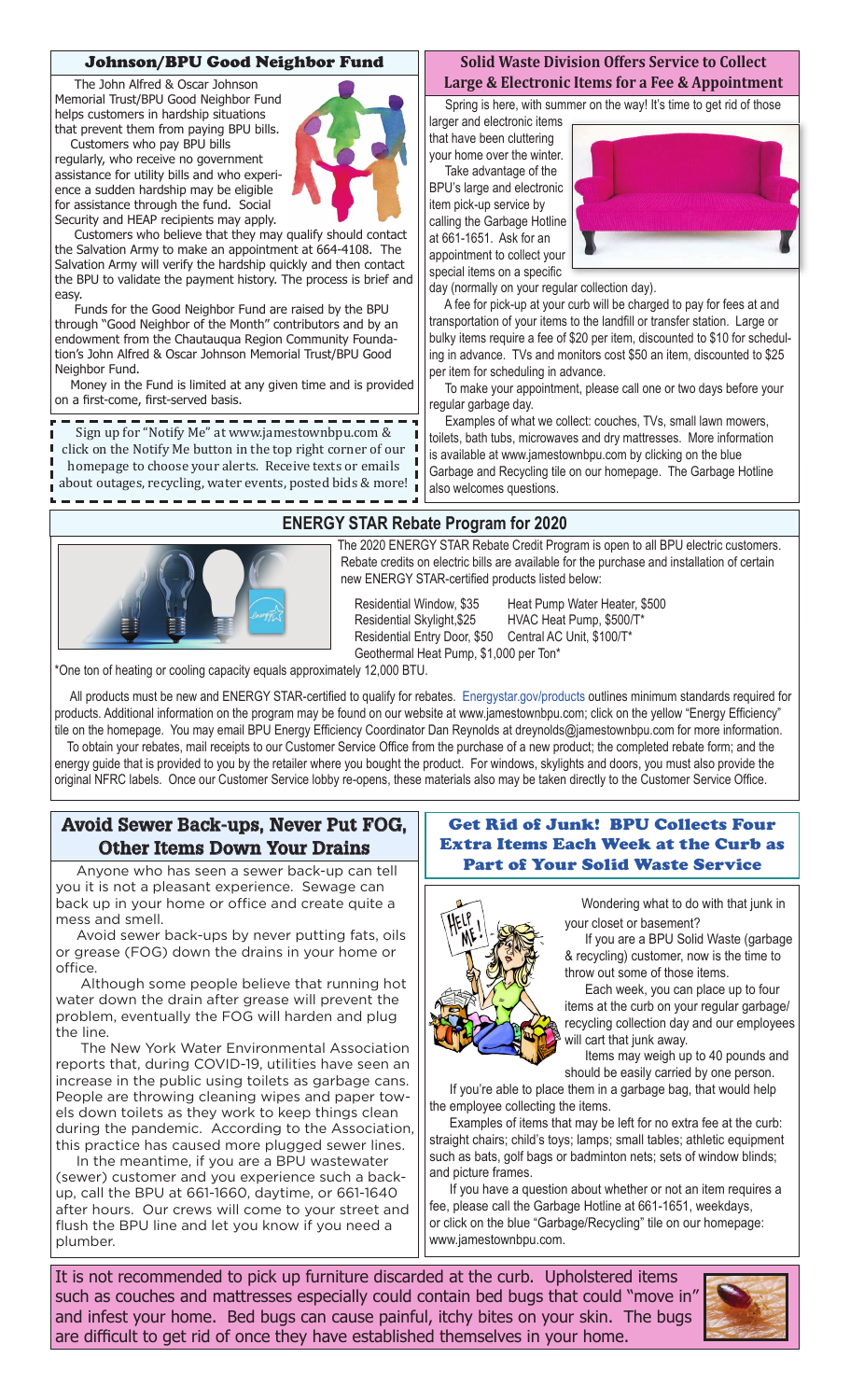## Johnson/BPU Good Neighbor Fund

The John Alfred & Oscar Johnson Memorial Trust/BPU Good Neighbor Fund helps customers in hardship situations that prevent them from paying BPU bills.

Customers who pay BPU bills regularly, who receive no government assistance for utility bills and who experience a sudden hardship may be eligible for assistance through the fund. Social Security and HEAP recipients may apply.

Customers who believe that they may qualify should contact the Salvation Army to make an appointment at 664-4108. The Salvation Army will verify the hardship quickly and then contact the BPU to validate the payment history. The process is brief and easy.

Funds for the Good Neighbor Fund are raised by the BPU through "Good Neighbor of the Month" contributors and by an endowment from the Chautauqua Region Community Foundation's John Alfred & Oscar Johnson Memorial Trust/BPU Good Neighbor Fund.

Money in the Fund is limited at any given time and is provided on a first-come, first-served basis.

Sign up for "Notify Me" at www.jamestownbpu.com & click on the Notify Me button in the top right corner of our homepage to choose your alerts. Receive texts or emails about outages, recycling, water events, posted bids & more!

## Solid Waste Division Offers Service to Collect Large & Electronic Items for a Fee & Appointment

Spring is here, with summer on the way! It's time to get rid of those larger and electronic items that have been cluttering your home over the winter.

Take advantage of the BPU's large and electronic item pick-up service by calling the Garbage Hotline at 661-1651. Ask for an appointment to collect your special items on a specific day (normally on your regular collection day).

A fee for pick-up at your curb will be charged to pay for fees at and transportation of your items to the landfill or transfer station. Large or bulky items require a fee of $20 per item, discounted to $10 for scheduling in advance. TVs and monitors cost $50 an item, discounted to $25 per item for scheduling in advance.

To make your appointment, please call one or two days before your regular garbage day.

Examples of what we collect: couches, TVs, small lawn mowers, toilets, bath tubs, microwaves and dry mattresses. More information is available at www.jamestownbpu.com by clicking on the blue Garbage and Recycling tile on our homepage. The Garbage Hotline also welcomes questions.

## ENERGY STAR Rebate Program for 2020

The 2020 ENERGY STAR Rebate Credit Program is open to all BPU electric customers. Rebate credits on electric bills are available for the purchase and installation of certain new ENERGY STAR-certified products listed below:

| | |
|---|---|
| Residential Window, $35 | Heat Pump Water Heater, $500 |
| Residential Skylight,$25 | HVAC Heat Pump, $500/T* |
| Residential Entry Door, $50 | Central AC Unit, $100/T* |
| Geothermal Heat Pump, $1,000 per Ton* | |

*One ton of heating or cooling capacity equals approximately 12,000 BTU.

All products must be new and ENERGY STAR-certified to qualify for rebates. Energystar.gov/products outlines minimum standards required for products. Additional information on the program may be found on our website at www.jamestownbpu.com; click on the yellow "Energy Efficiency" tile on the homepage. You may email BPU Energy Efficiency Coordinator Dan Reynolds at dreynolds@jamestownbpu.com for more information.

To obtain your rebates, mail receipts to our Customer Service Office from the purchase of a new product; the completed rebate form; and the energy guide that is provided to you by the retailer where you bought the product. For windows, skylights and doors, you must also provide the original NFRC labels. Once our Customer Service lobby re-opens, these materials also may be taken directly to the Customer Service Office.

## Avoid Sewer Back-ups, Never Put FOG, Other Items Down Your Drains

Anyone who has seen a sewer back-up can tell you it is not a pleasant experience. Sewage can back up in your home or office and create quite a mess and smell.

Avoid sewer back-ups by never putting fats, oils or grease (FOG) down the drains in your home or office.

Although some people believe that running hot water down the drain after grease will prevent the problem, eventually the FOG will harden and plug the line.

The New York Water Environmental Association reports that, during COVID-19, utilities have seen an increase in the public using toilets as garbage cans. People are throwing cleaning wipes and paper towels down toilets as they work to keep things clean during the pandemic. According to the Association, this practice has caused more plugged sewer lines.

In the meantime, if you are a BPU wastewater (sewer) customer and you experience such a backup, call the BPU at 661-1660, daytime, or 661-1640 after hours. Our crews will come to your street and flush the BPU line and let you know if you need a plumber.

## Get Rid of Junk! BPU Collects Four Extra Items Each Week at the Curb as Part of Your Solid Waste Service

Wondering what to do with that junk in your closet or basement?

If you are a BPU Solid Waste (garbage & recycling) customer, now is the time to throw out some of those items.

Each week, you can place up to four items at the curb on your regular garbage/recycling collection day and our employees will cart that junk away.

Items may weigh up to 40 pounds and should be easily carried by one person.

If you're able to place them in a garbage bag, that would help the employee collecting the items.

Examples of items that may be left for no extra fee at the curb: straight chairs; child's toys; lamps; small tables; athletic equipment such as bats, golf bags or badminton nets; sets of window blinds; and picture frames.

If you have a question about whether or not an item requires a fee, please call the Garbage Hotline at 661-1651, weekdays, or click on the blue "Garbage/Recycling" tile on our homepage: www.jamestownbpu.com.

It is not recommended to pick up furniture discarded at the curb. Upholstered items such as couches and mattresses especially could contain bed bugs that could "move in" and infest your home. Bed bugs can cause painful, itchy bites on your skin. The bugs are difficult to get rid of once they have established themselves in your home.